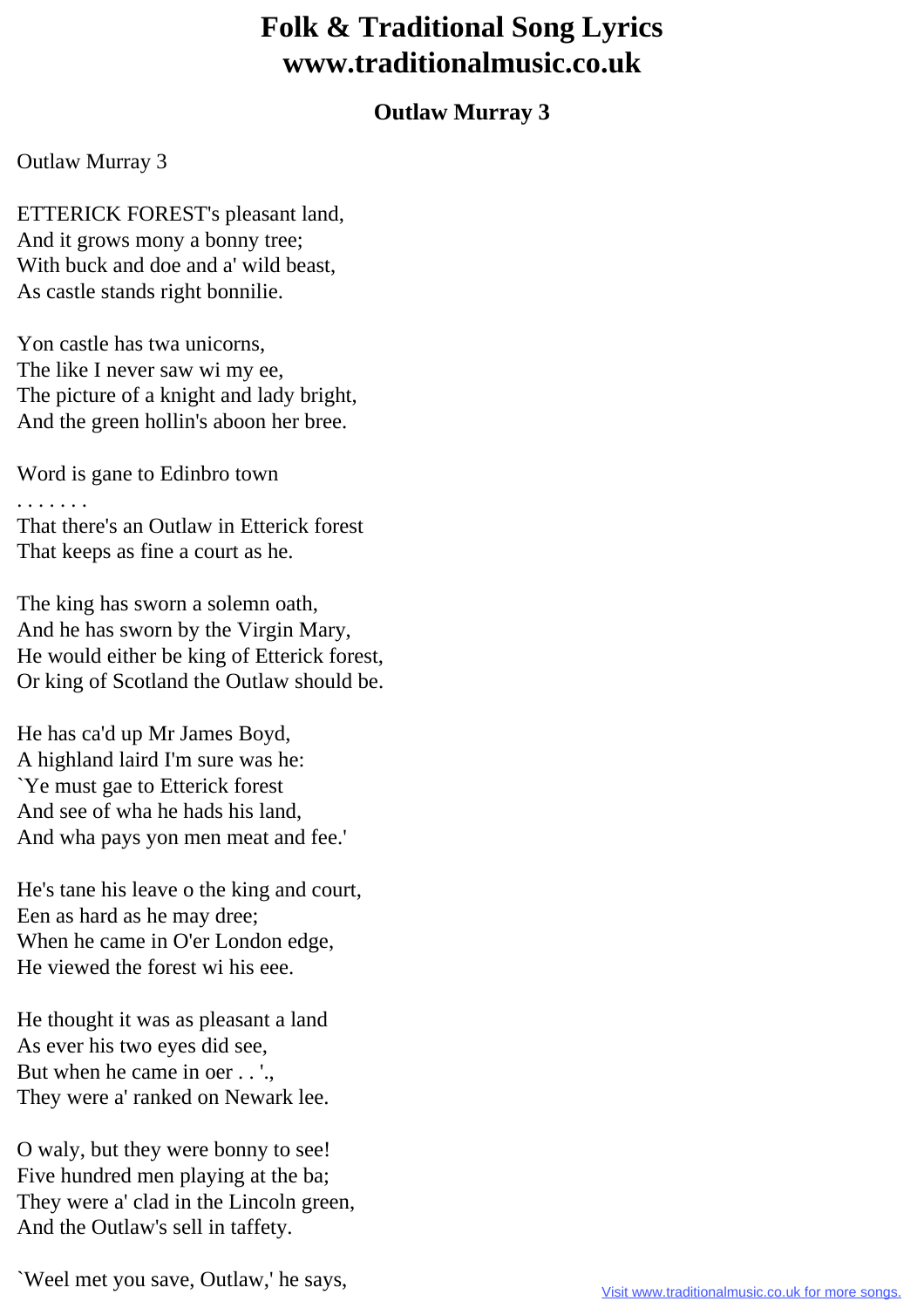# Folk & Traditional Song Lyrics
# www.traditionalmusic.co.uk

### Outlaw Murray 3

Outlaw Murray 3

ETTERICK FOREST's pleasant land,
And it grows mony a bonny tree;
With buck and doe and a' wild beast,
As castle stands right bonnilie.

Yon castle has twa unicorns,
The like I never saw wi my ee,
The picture of a knight and lady bright,
And the green hollin's aboon her bree.

Word is gane to Edinbro town
. . . . . . .
That there's an Outlaw in Etterick forest
That keeps as fine a court as he.

The king has sworn a solemn oath,
And he has sworn by the Virgin Mary,
He would either be king of Etterick forest,
Or king of Scotland the Outlaw should be.

He has ca'd up Mr James Boyd,
A highland laird I'm sure was he:
`Ye must gae to Etterick forest
And see of wha he hads his land,
And wha pays yon men meat and fee.'

He's tane his leave o the king and court,
Een as hard as he may dree;
When he came in O'er London edge,
He viewed the forest wi his eee.

He thought it was as pleasant a land
As ever his two eyes did see,
But when he came in oer . . '.,
They were a' ranked on Newark lee.

O waly, but they were bonny to see!
Five hundred men playing at the ba;
They were a' clad in the Lincoln green,
And the Outlaw's sell in taffety.

`Weel met you save, Outlaw,' he says,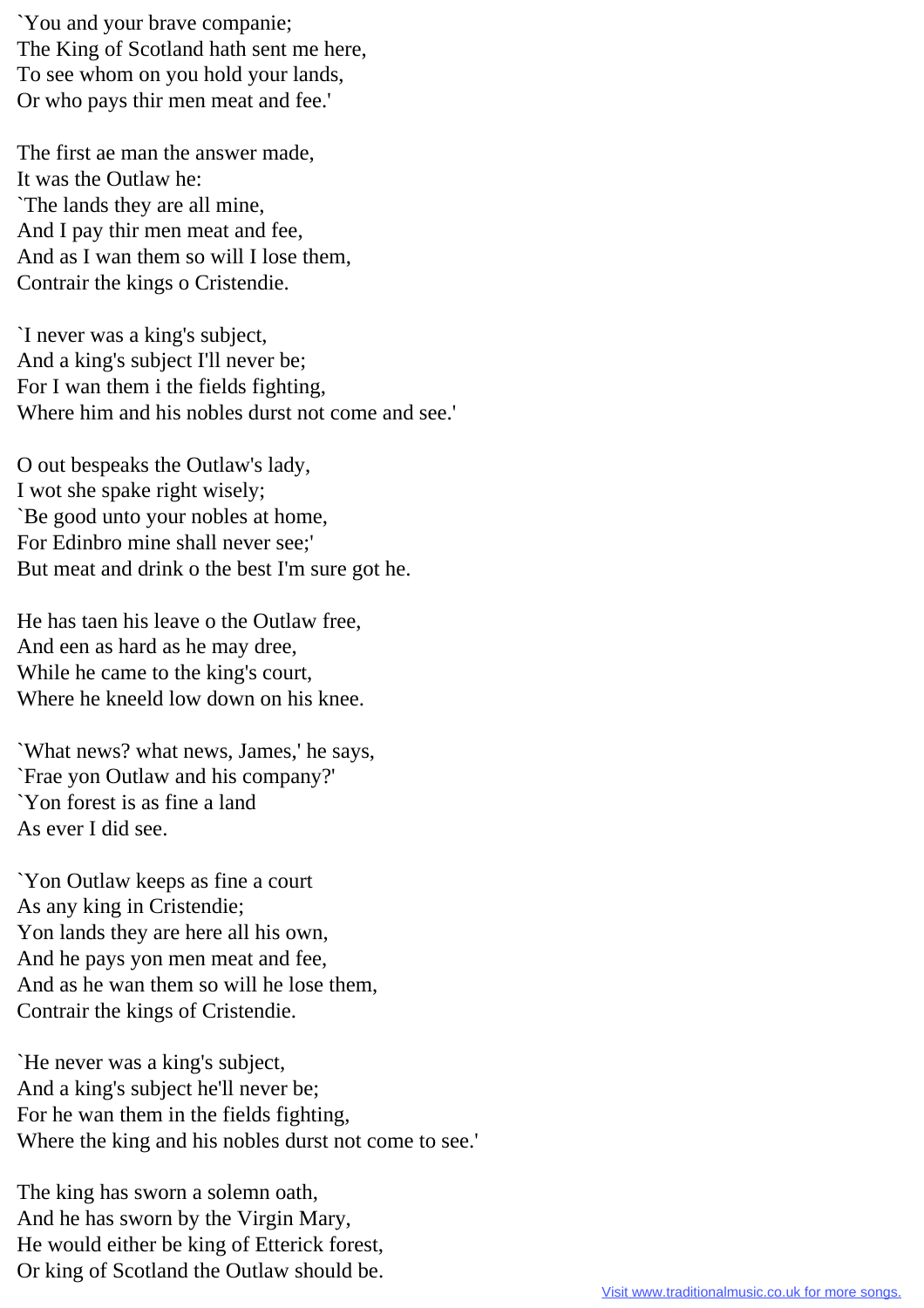`You and your brave companie;
The King of Scotland hath sent me here,
To see whom on you hold your lands,
Or who pays thir men meat and fee.'

The first ae man the answer made,
It was the Outlaw he:
`The lands they are all mine,
And I pay thir men meat and fee,
And as I wan them so will I lose them,
Contrair the kings o Cristendie.

`I never was a king's subject,
And a king's subject I'll never be;
For I wan them i the fields fighting,
Where him and his nobles durst not come and see.'

O out bespeaks the Outlaw's lady,
I wot she spake right wisely;
`Be good unto your nobles at home,
For Edinbro mine shall never see;'
But meat and drink o the best I'm sure got he.

He has taen his leave o the Outlaw free,
And een as hard as he may dree,
While he came to the king's court,
Where he kneeld low down on his knee.

`What news? what news, James,' he says,
`Frae yon Outlaw and his company?'
`Yon forest is as fine a land
As ever I did see.

`Yon Outlaw keeps as fine a court
As any king in Cristendie;
Yon lands they are here all his own,
And he pays yon men meat and fee,
And as he wan them so will he lose them,
Contrair the kings of Cristendie.

`He never was a king's subject,
And a king's subject he'll never be;
For he wan them in the fields fighting,
Where the king and his nobles durst not come to see.'

The king has sworn a solemn oath,
And he has sworn by the Virgin Mary,
He would either be king of Etterick forest,
Or king of Scotland the Outlaw should be.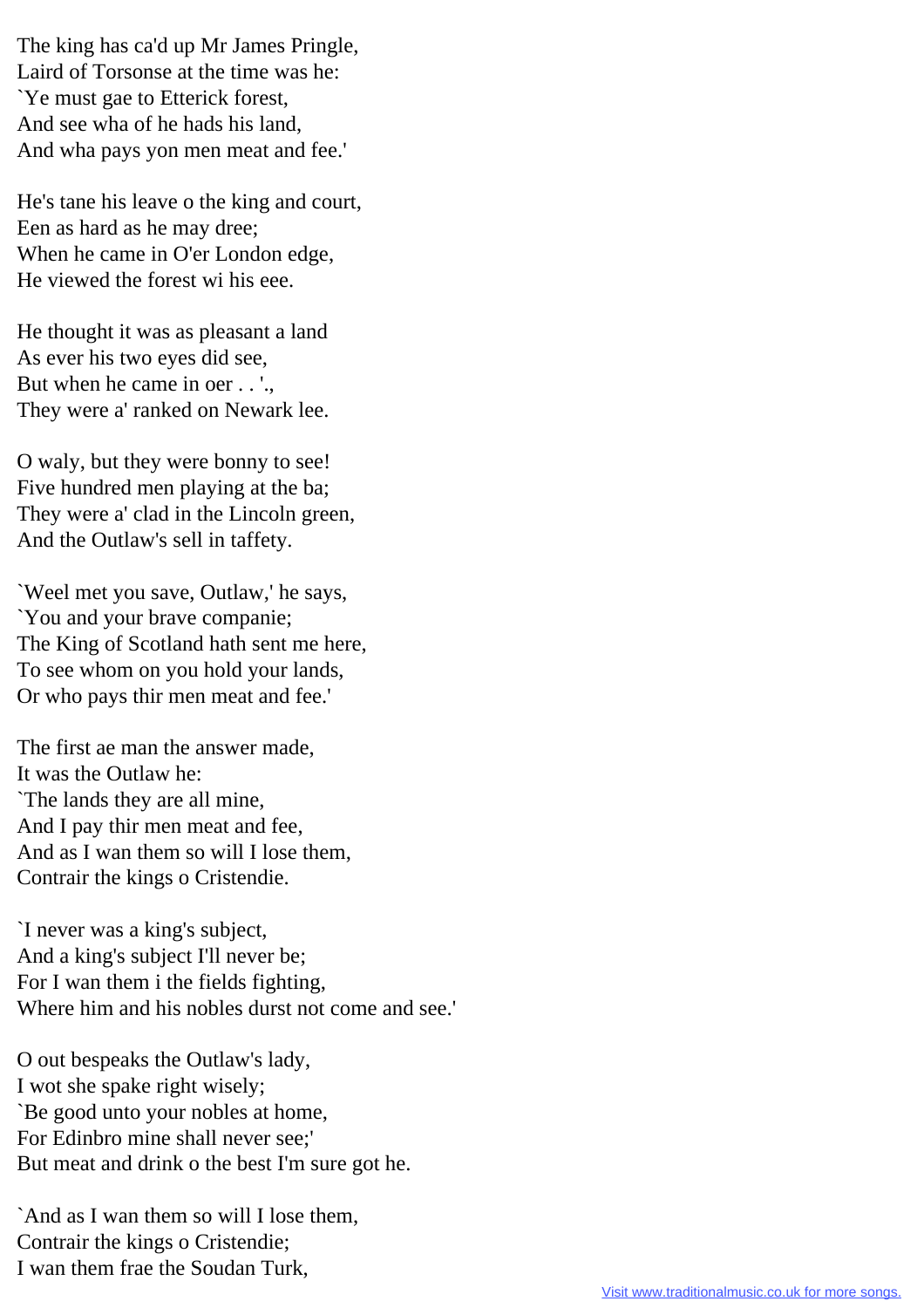The king has ca'd up Mr James Pringle,  
Laird of Torsonse at the time was he:  
`Ye must gae to Etterick forest,  
And see wha of he hads his land,  
And wha pays yon men meat and fee.'

He's tane his leave o the king and court,  
Een as hard as he may dree;  
When he came in O'er London edge,  
He viewed the forest wi his eee.

He thought it was as pleasant a land  
As ever his two eyes did see,  
But when he came in oer . . '.,  
They were a' ranked on Newark lee.

O waly, but they were bonny to see!  
Five hundred men playing at the ba;  
They were a' clad in the Lincoln green,  
And the Outlaw's sell in taffety.

`Weel met you save, Outlaw,' he says,  
`You and your brave companie;  
The King of Scotland hath sent me here,  
To see whom on you hold your lands,  
Or who pays thir men meat and fee.'

The first ae man the answer made,  
It was the Outlaw he:  
`The lands they are all mine,  
And I pay thir men meat and fee,  
And as I wan them so will I lose them,  
Contrair the kings o Cristendie.

`I never was a king's subject,  
And a king's subject I'll never be;  
For I wan them i the fields fighting,  
Where him and his nobles durst not come and see.'

O out bespeaks the Outlaw's lady,  
I wot she spake right wisely;  
`Be good unto your nobles at home,  
For Edinbro mine shall never see;'  
But meat and drink o the best I'm sure got he.

`And as I wan them so will I lose them,  
Contrair the kings o Cristendie;  
I wan them frae the Soudan Turk,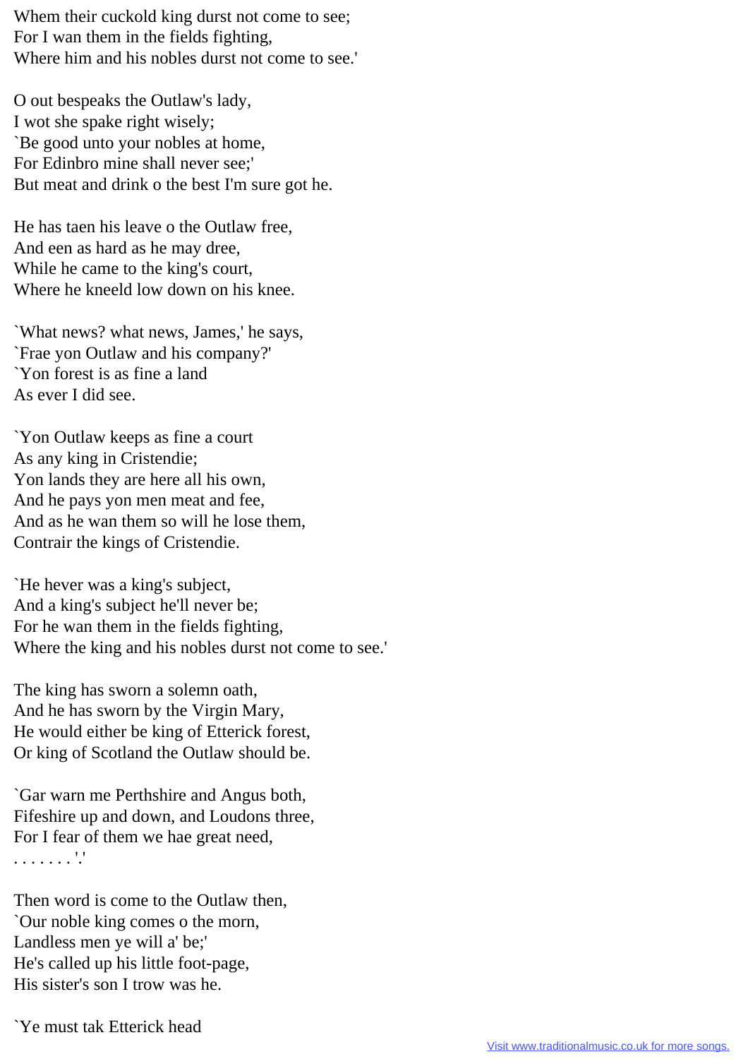Whem their cuckold king durst not come to see;
For I wan them in the fields fighting,
Where him and his nobles durst not come to see.'

O out bespeaks the Outlaw's lady,
I wot she spake right wisely;
`Be good unto your nobles at home,
For Edinbro mine shall never see;'
But meat and drink o the best I'm sure got he.

He has taen his leave o the Outlaw free,
And een as hard as he may dree,
While he came to the king's court,
Where he kneeld low down on his knee.

`What news? what news, James,' he says,
`Frae yon Outlaw and his company?'
`Yon forest is as fine a land
As ever I did see.

`Yon Outlaw keeps as fine a court
As any king in Cristendie;
Yon lands they are here all his own,
And he pays yon men meat and fee,
And as he wan them so will he lose them,
Contrair the kings of Cristendie.

`He hever was a king's subject,
And a king's subject he'll never be;
For he wan them in the fields fighting,
Where the king and his nobles durst not come to see.'

The king has sworn a solemn oath,
And he has sworn by the Virgin Mary,
He would either be king of Etterick forest,
Or king of Scotland the Outlaw should be.

`Gar warn me Perthshire and Angus both,
Fifeshire up and down, and Loudons three,
For I fear of them we hae great need,
. . . . . . . '.'

Then word is come to the Outlaw then,
`Our noble king comes o the morn,
Landless men ye will a' be;'
He's called up his little foot-page,
His sister's son I trow was he.

`Ye must tak Etterick head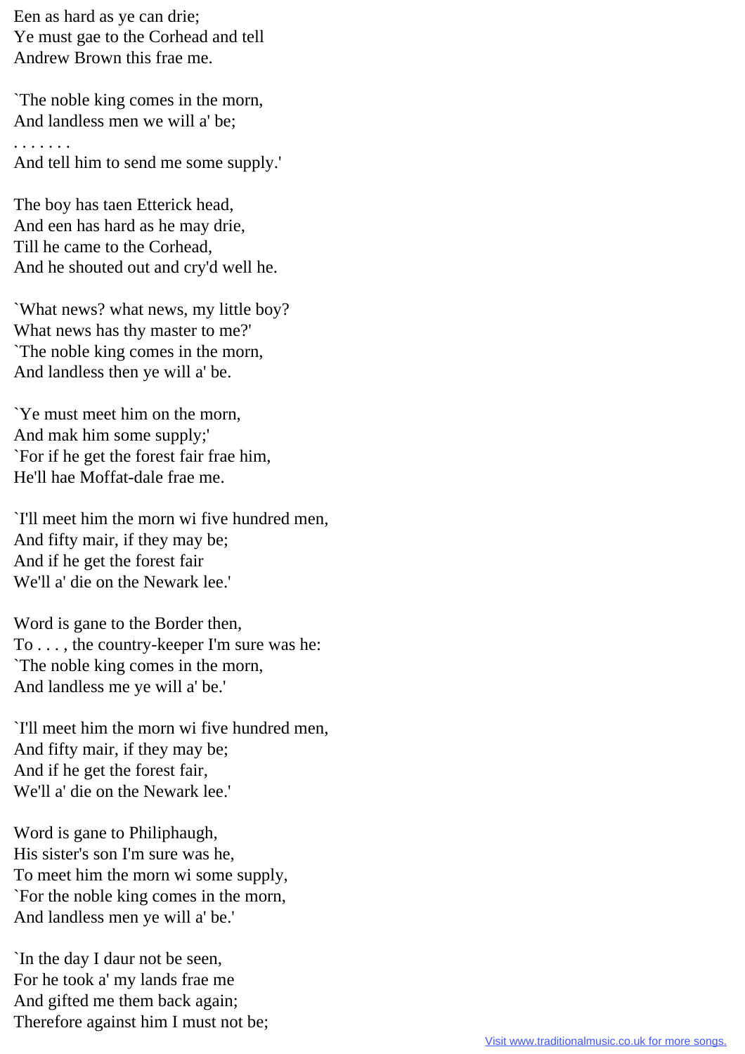Een as hard as ye can drie;
Ye must gae to the Corhead and tell
Andrew Brown this frae me.

`The noble king comes in the morn,
And landless men we will a' be;
. . . . . . .
And tell him to send me some supply.'

The boy has taen Etterick head,
And een has hard as he may drie,
Till he came to the Corhead,
And he shouted out and cry'd well he.

`What news? what news, my little boy?
What news has thy master to me?'
`The noble king comes in the morn,
And landless then ye will a' be.

`Ye must meet him on the morn,
And mak him some supply;'
`For if he get the forest fair frae him,
He'll hae Moffat-dale frae me.

`I'll meet him the morn wi five hundred men,
And fifty mair, if they may be;
And if he get the forest fair
We'll a' die on the Newark lee.'

Word is gane to the Border then,
To . . . , the country-keeper I'm sure was he:
`The noble king comes in the morn,
And landless me ye will a' be.'

`I'll meet him the morn wi five hundred men,
And fifty mair, if they may be;
And if he get the forest fair,
We'll a' die on the Newark lee.'

Word is gane to Philiphaugh,
His sister's son I'm sure was he,
To meet him the morn wi some supply,
`For the noble king comes in the morn,
And landless men ye will a' be.'

`In the day I daur not be seen,
For he took a' my lands frae me
And gifted me them back again;
Therefore against him I must not be;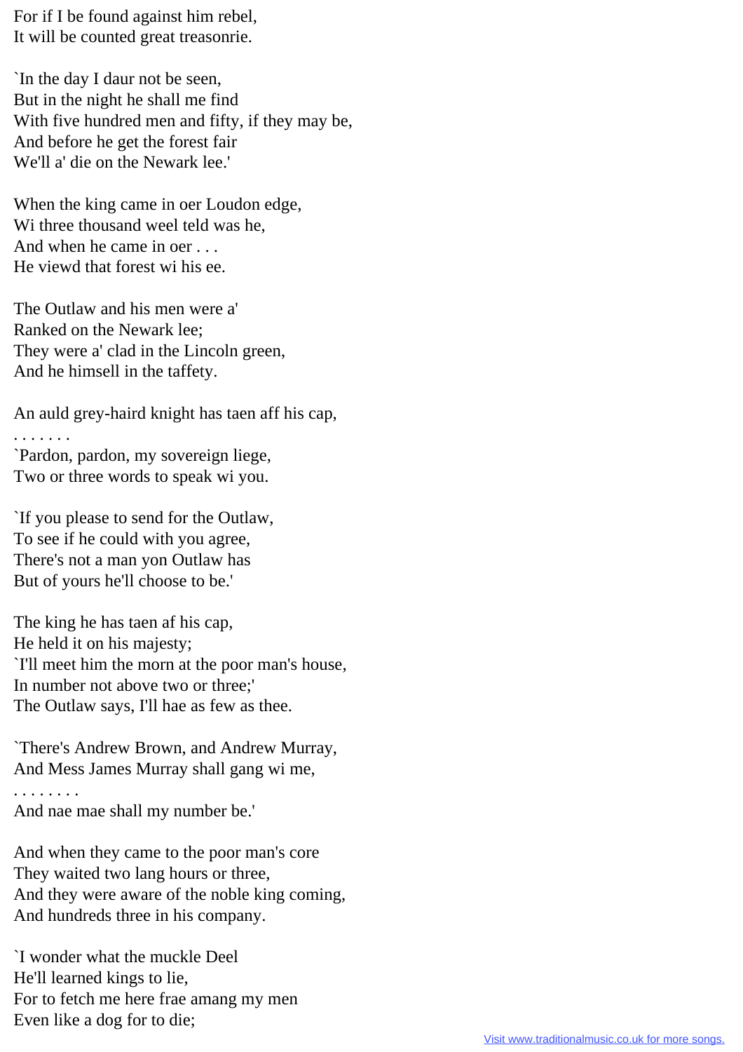For if I be found against him rebel,
It will be counted great treasonrie.

`In the day I daur not be seen,
But in the night he shall me find
With five hundred men and fifty, if they may be,
And before he get the forest fair
We'll a' die on the Newark lee.'

When the king came in oer Loudon edge,
Wi three thousand weel teld was he,
And when he came in oer . . .
He viewd that forest wi his ee.

The Outlaw and his men were a'
Ranked on the Newark lee;
They were a' clad in the Lincoln green,
And he himsell in the taffety.

An auld grey-haird knight has taen aff his cap,
. . . . . . .
`Pardon, pardon, my sovereign liege,
Two or three words to speak wi you.

`If you please to send for the Outlaw,
To see if he could with you agree,
There's not a man yon Outlaw has
But of yours he'll choose to be.'

The king he has taen af his cap,
He held it on his majesty;
`I'll meet him the morn at the poor man's house,
In number not above two or three;'
The Outlaw says, I'll hae as few as thee.

`There's Andrew Brown, and Andrew Murray,
And Mess James Murray shall gang wi me,
. . . . . . . .
And nae mae shall my number be.'

And when they came to the poor man's core
They waited two lang hours or three,
And they were aware of the noble king coming,
And hundreds three in his company.

`I wonder what the muckle Deel
He'll learned kings to lie,
For to fetch me here frae amang my men
Even like a dog for to die;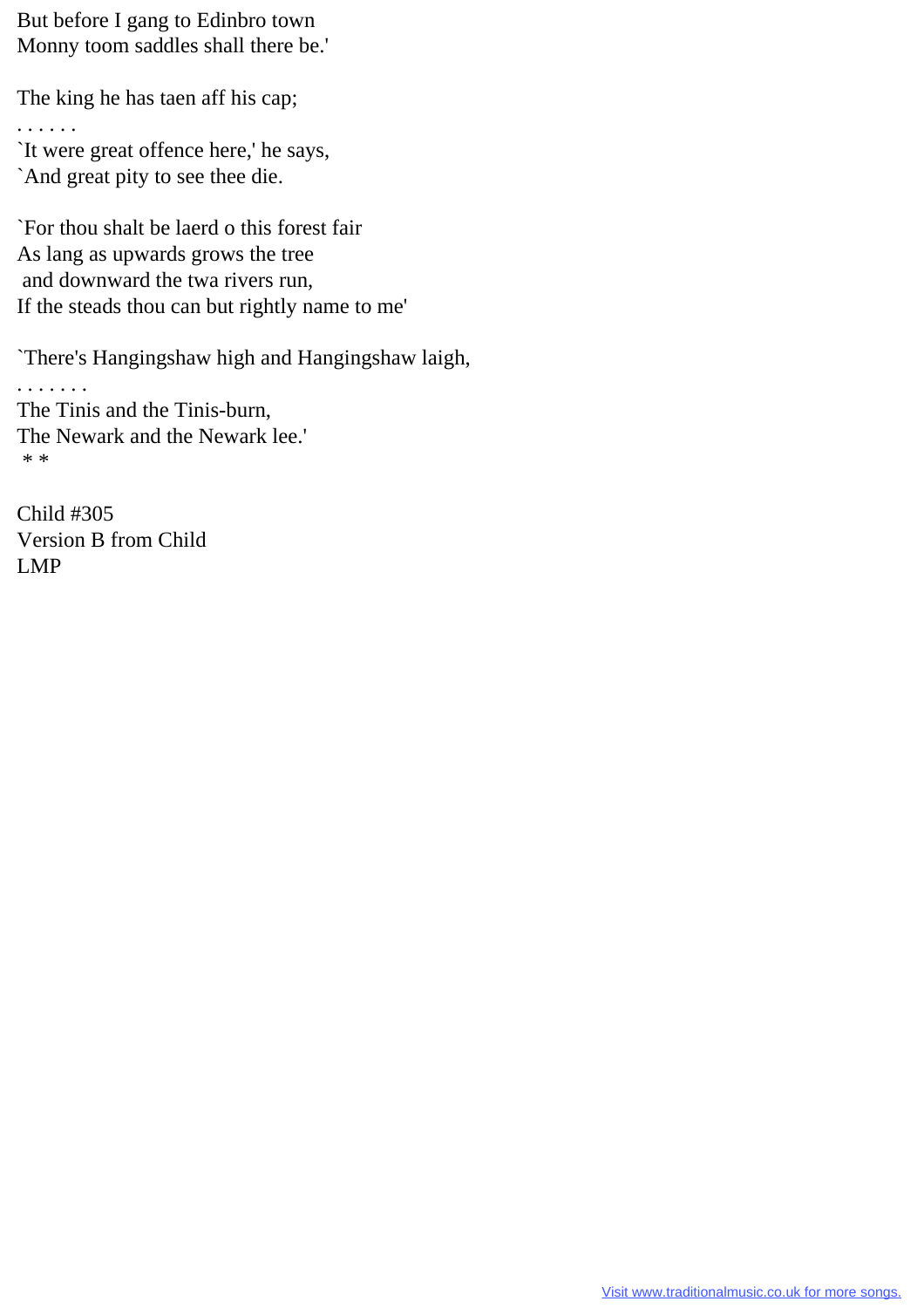But before I gang to Edinbro town
Monny toom saddles shall there be.'

The king he has taen aff his cap;
. . . . . .
`It were great offence here,' he says,
`And great pity to see thee die.

`For thou shalt be laerd o this forest fair
As lang as upwards grows the tree
and downward the twa rivers run,
If the steads thou can but rightly name to me'

`There's Hangingshaw high and Hangingshaw laigh,
. . . . . . .
The Tinis and the Tinis-burn,
The Newark and the Newark lee.'
\* \*

Child #305
Version B from Child
LMP